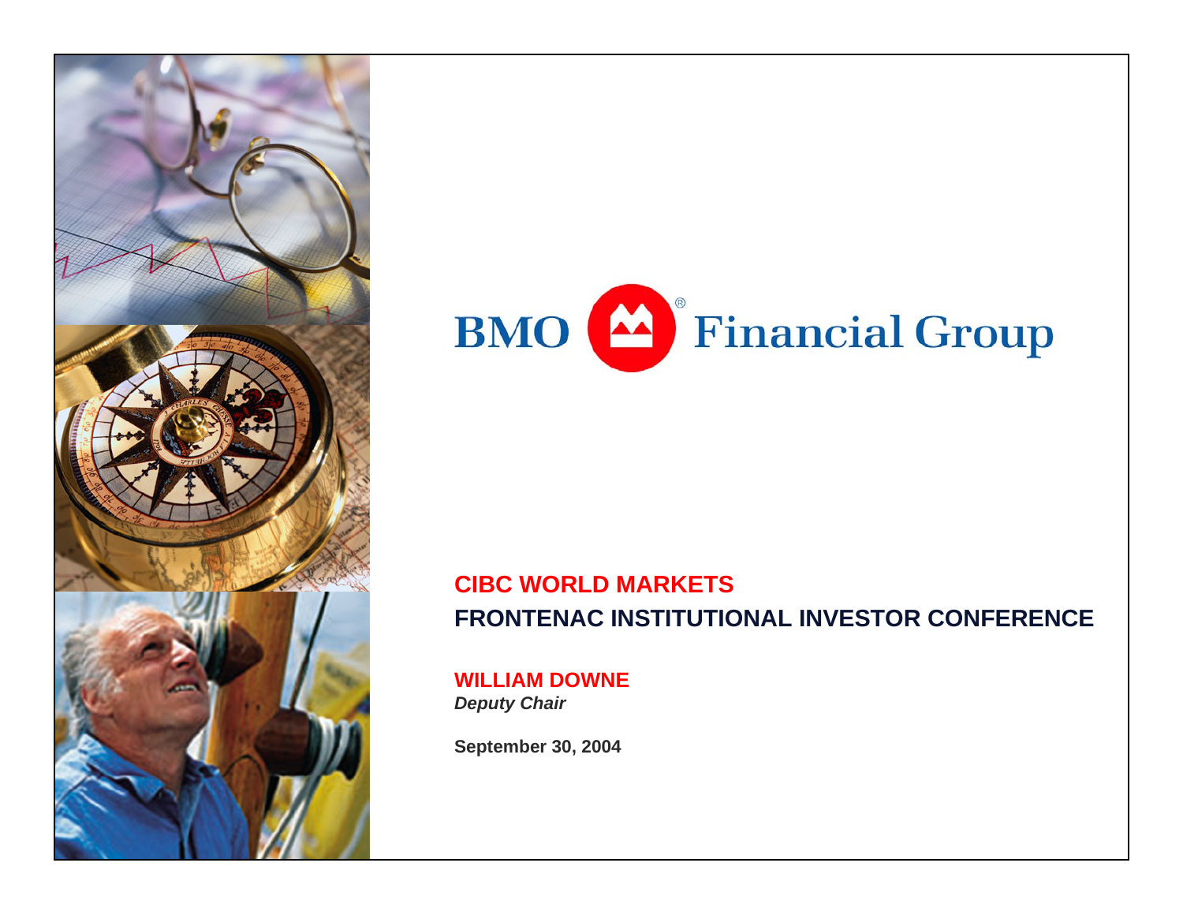# BMO Financial Group

## CIBC WORLD MARKETS
## FRONTENAC INSTITUTIONAL INVESTOR CONFERENCE

**WILLIAM DOWNE**
***Deputy Chair***

**September 30, 2004**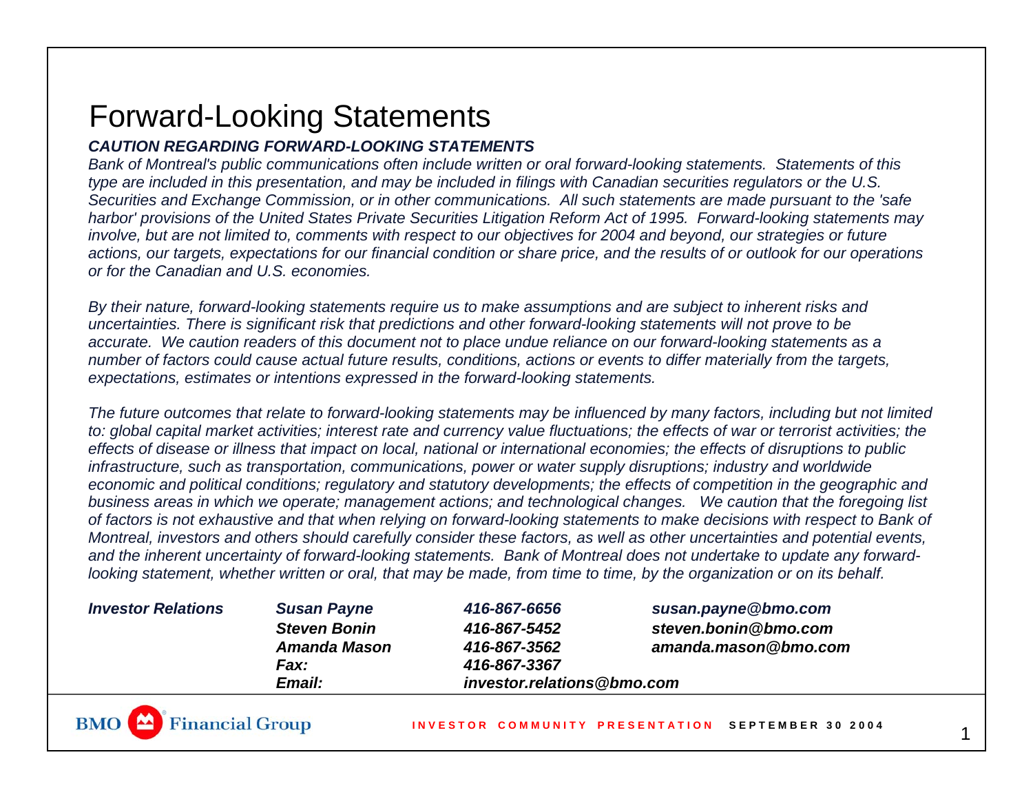# Forward-Looking Statements

***CAUTION REGARDING FORWARD-LOOKING STATEMENTS***

*Bank of Montreal's public communications often include written or oral forward-looking statements. Statements of this type are included in this presentation, and may be included in filings with Canadian securities regulators or the U.S. Securities and Exchange Commission, or in other communications. All such statements are made pursuant to the 'safe harbor' provisions of the United States Private Securities Litigation Reform Act of 1995. Forward-looking statements may involve, but are not limited to, comments with respect to our objectives for 2004 and beyond, our strategies or future actions, our targets, expectations for our financial condition or share price, and the results of or outlook for our operations or for the Canadian and U.S. economies.*

*By their nature, forward-looking statements require us to make assumptions and are subject to inherent risks and uncertainties. There is significant risk that predictions and other forward-looking statements will not prove to be accurate. We caution readers of this document not to place undue reliance on our forward-looking statements as a number of factors could cause actual future results, conditions, actions or events to differ materially from the targets, expectations, estimates or intentions expressed in the forward-looking statements.*

*The future outcomes that relate to forward-looking statements may be influenced by many factors, including but not limited to: global capital market activities; interest rate and currency value fluctuations; the effects of war or terrorist activities; the effects of disease or illness that impact on local, national or international economies; the effects of disruptions to public infrastructure, such as transportation, communications, power or water supply disruptions; industry and worldwide economic and political conditions; regulatory and statutory developments; the effects of competition in the geographic and business areas in which we operate; management actions; and technological changes. We caution that the foregoing list of factors is not exhaustive and that when relying on forward-looking statements to make decisions with respect to Bank of Montreal, investors and others should carefully consider these factors, as well as other uncertainties and potential events, and the inherent uncertainty of forward-looking statements. Bank of Montreal does not undertake to update any forward-looking statement, whether written or oral, that may be made, from time to time, by the organization or on its behalf.*

| ***Investor Relations*** | ***Susan Payne*** | ***416-867-6656*** | ***susan.payne@bmo.com*** |
|---|---|---|---|
| | ***Steven Bonin*** | ***416-867-5452*** | ***steven.bonin@bmo.com*** |
| | ***Amanda Mason*** | ***416-867-3562*** | ***amanda.mason@bmo.com*** |
| | ***Fax:*** | ***416-867-3367*** | |
| | ***Email:*** | ***investor.relations@bmo.com*** | |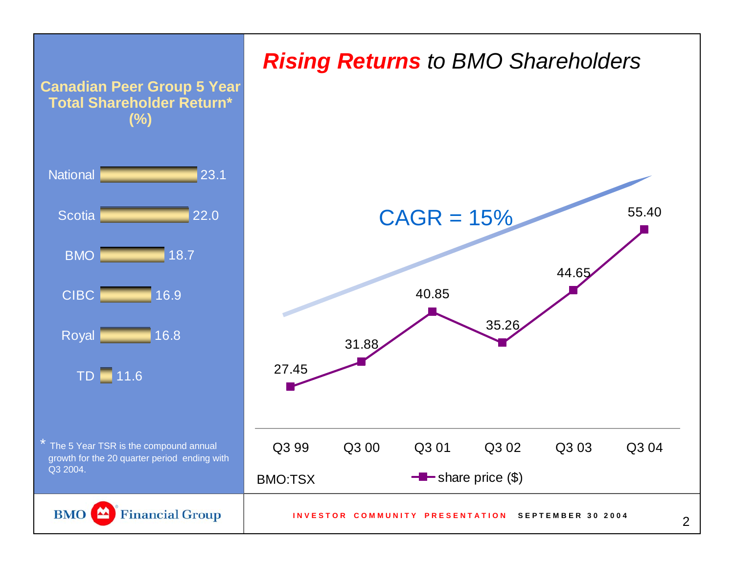# *Rising Returns* to BMO Shareholders

## Canadian Peer Group 5 Year Total Shareholder Return* (%)

| Bank | TSR (%) |
|---|---|
| National | 23.1 |
| Scotia | 22.0 |
| BMO | 18.7 |
| CIBC | 16.9 |
| Royal | 16.8 |
| TD | 11.6 |

* The 5 Year TSR is the compound annual growth for the 20 quarter period ending with Q3 2004.

CAGR = 15%

| | Q3 99 | Q3 00 | Q3 01 | Q3 02 | Q3 03 | Q3 04 |
|---|---|---|---|---|---|---|
| share price ($) | 27.45 | 31.88 | 40.85 | 35.26 | 44.65 | 55.40 |

BMO:TSX

INVESTOR COMMUNITY PRESENTATION SEPTEMBER 30 2004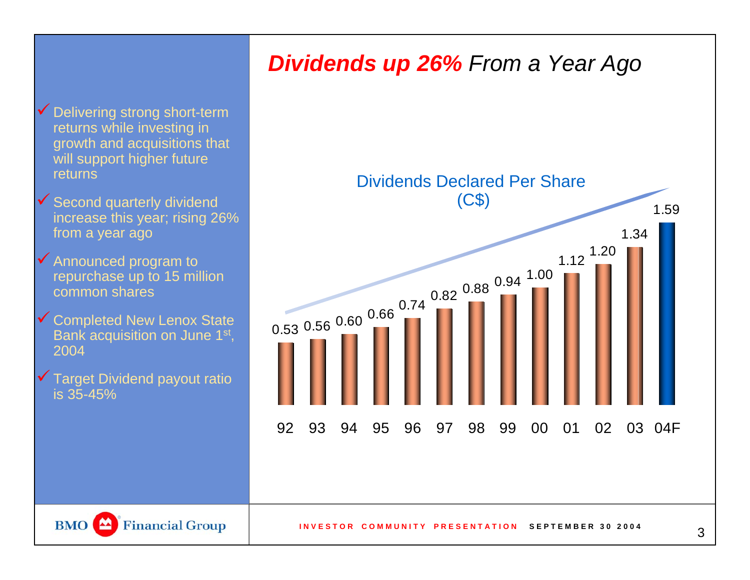# *Dividends up 26%* From a Year Ago

- ✓ Delivering strong short-term returns while investing in growth and acquisitions that will support higher future returns
- ✓ Second quarterly dividend increase this year; rising 26% from a year ago
- ✓ Announced program to repurchase up to 15 million common shares
- ✓ Completed New Lenox State Bank acquisition on June 1st, 2004
- ✓ Target Dividend payout ratio is 35-45%

**Dividends Declared Per Share (C$)**

| Year | 92 | 93 | 94 | 95 | 96 | 97 | 98 | 99 | 00 | 01 | 02 | 03 | 04F |
|---|---|---|---|---|---|---|---|---|---|---|---|---|---|
| Dividend | 0.53 | 0.56 | 0.60 | 0.66 | 0.74 | 0.82 | 0.88 | 0.94 | 1.00 | 1.12 | 1.20 | 1.34 | 1.59 |

BMO Financial Group

INVESTOR COMMUNITY PRESENTATION SEPTEMBER 30 2004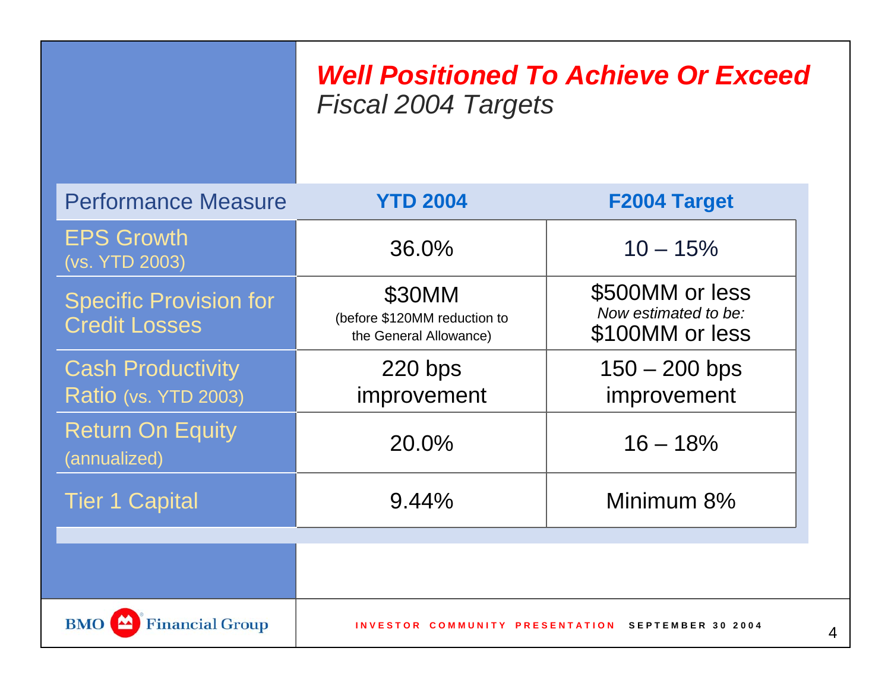# *Well Positioned To Achieve Or Exceed* *Fiscal 2004 Targets*

| Performance Measure | YTD 2004 | F2004 Target |
|---|---|---|
| EPS Growth (vs. YTD 2003) | 36.0% | 10 – 15% |
| Specific Provision for Credit Losses | $30MM (before $120MM reduction to the General Allowance) | $500MM or less *Now estimated to be:* $100MM or less |
| Cash Productivity Ratio (vs. YTD 2003) | 220 bps improvement | 150 – 200 bps improvement |
| Return On Equity (annualized) | 20.0% | 16 – 18% |
| Tier 1 Capital | 9.44% | Minimum 8% |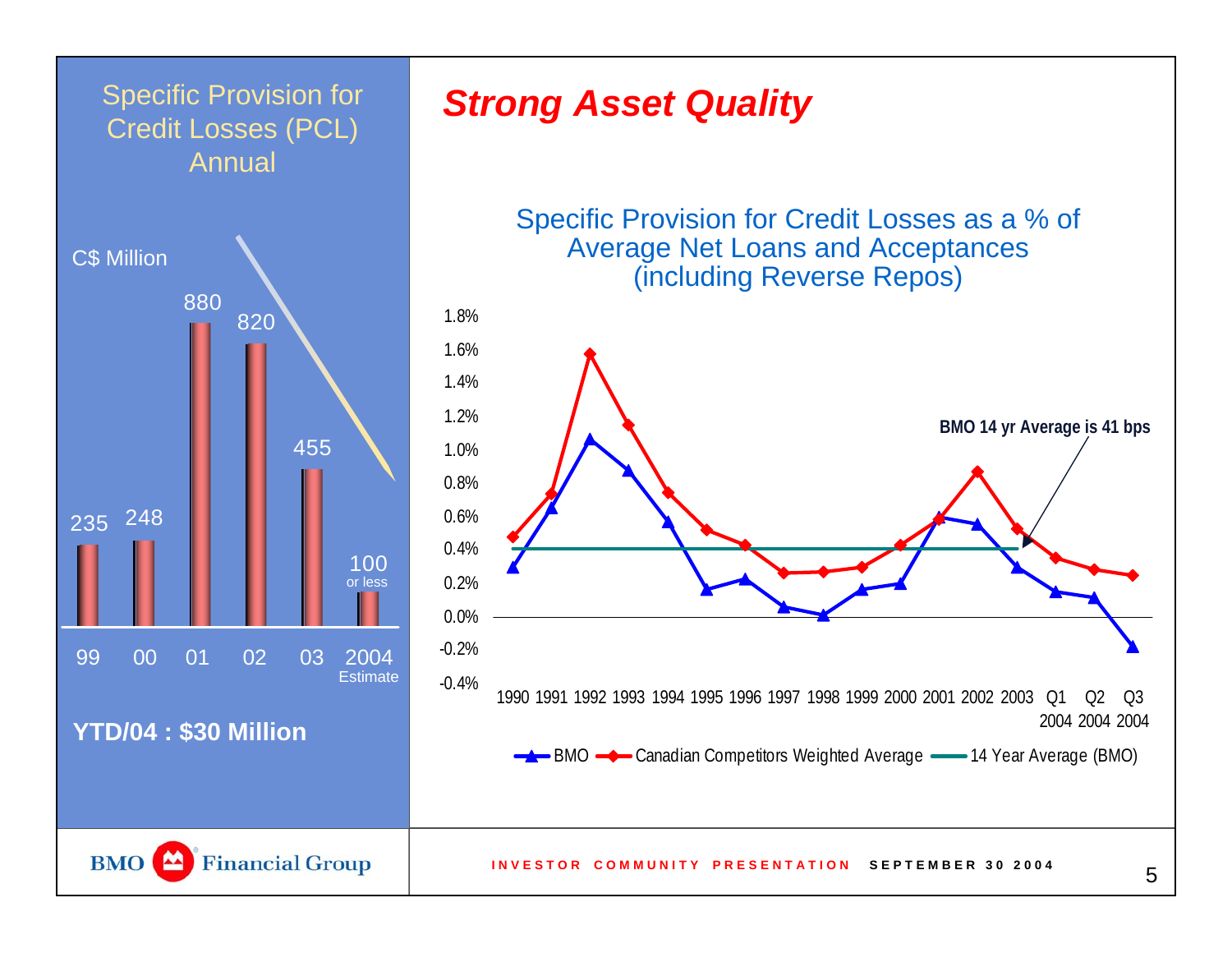## Specific Provision for Credit Losses (PCL) Annual

C$ Million

| 99 | 00 | 01 | 02 | 03 | 2004 Estimate |
|---|---|---|---|---|---|
| 235 | 248 | 880 | 820 | 455 | 100 or less |

**YTD/04 : $30 Million**

# *Strong Asset Quality*

### Specific Provision for Credit Losses as a % of Average Net Loans and Acceptances (including Reverse Repos)

**BMO 14 yr Average is 41 bps**

1990 1991 1992 1993 1994 1995 1996 1997 1998 1999 2000 2001 2002 2003 Q1 2004 Q2 2004 Q3 2004

BMO — Canadian Competitors Weighted Average — 14 Year Average (BMO)

INVESTOR COMMUNITY PRESENTATION **SEPTEMBER 30 2004**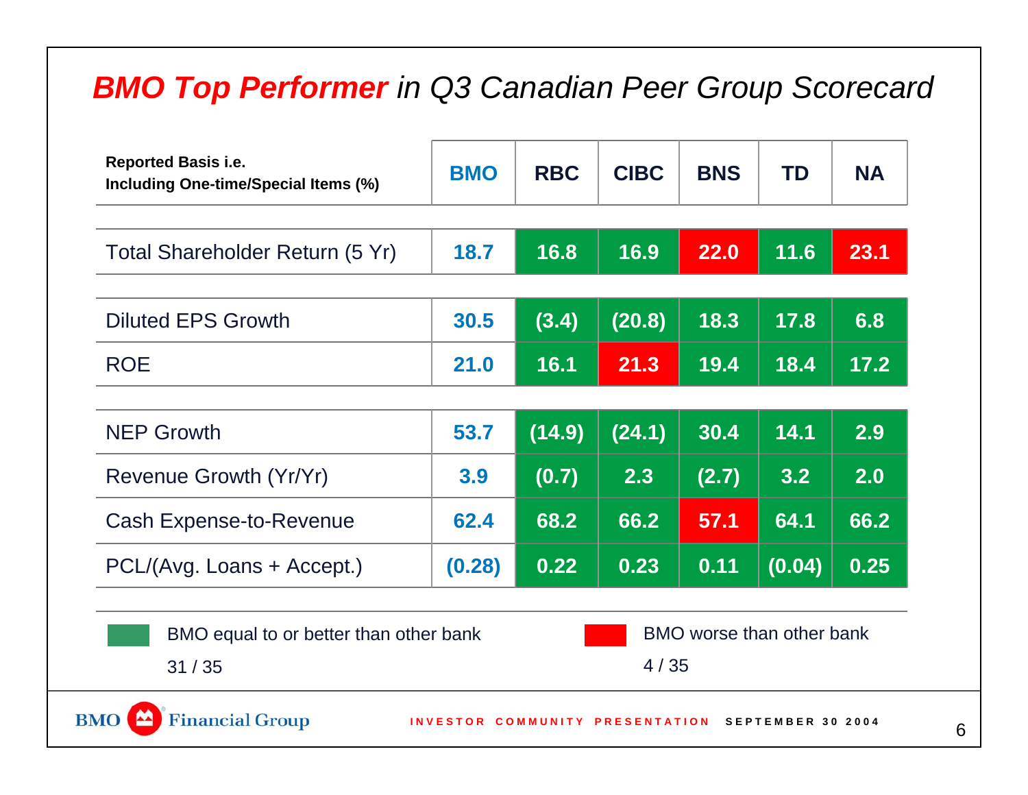# ***BMO Top Performer*** *in Q3 Canadian Peer Group Scorecard*

| **Reported Basis i.e. Including One-time/Special Items (%)** | **BMO** | **RBC** | **CIBC** | **BNS** | **TD** | **NA** |
|---|---|---|---|---|---|---|
| Total Shareholder Return (5 Yr) | **18.7** | 16.8 | 16.9 | 22.0 | 11.6 | 23.1 |
| Diluted EPS Growth | **30.5** | (3.4) | (20.8) | 18.3 | 17.8 | 6.8 |
| ROE | **21.0** | 16.1 | 21.3 | 19.4 | 18.4 | 17.2 |
| NEP Growth | **53.7** | (14.9) | (24.1) | 30.4 | 14.1 | 2.9 |
| Revenue Growth (Yr/Yr) | **3.9** | (0.7) | 2.3 | (2.7) | 3.2 | 2.0 |
| Cash Expense-to-Revenue | **62.4** | 68.2 | 66.2 | 57.1 | 64.1 | 66.2 |
| PCL/(Avg. Loans + Accept.) | **(0.28)** | 0.22 | 0.23 | 0.11 | (0.04) | 0.25 |

BMO equal to or better than other bank (green): 31 / 35

BMO worse than other bank (red): 4 / 35

(Red cells: BNS and NA Total Shareholder Return; CIBC ROE; BNS Cash Expense-to-Revenue. All other peer cells green.)

BMO Financial Group

INVESTOR COMMUNITY PRESENTATION SEPTEMBER 30 2004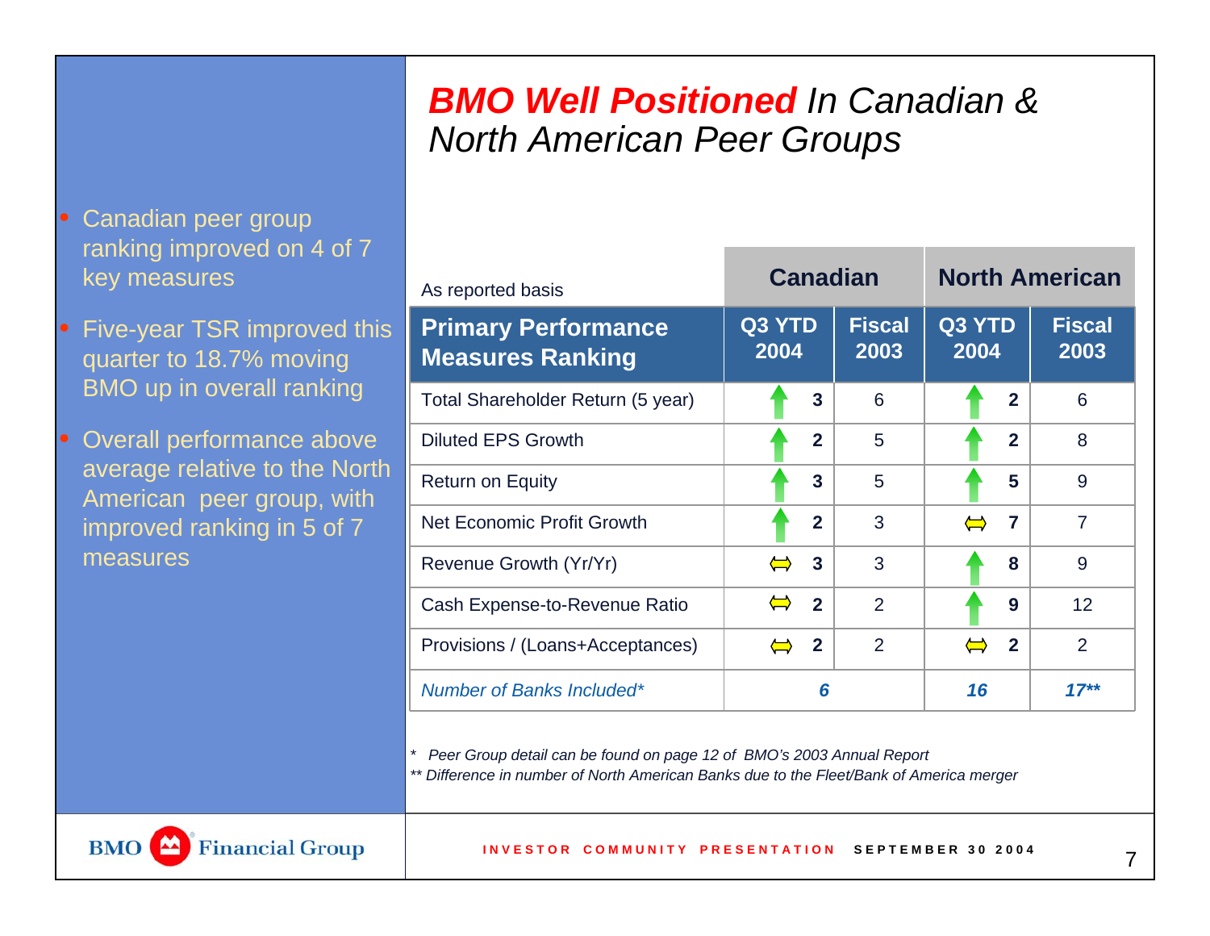# *BMO Well Positioned* In Canadian & North American Peer Groups

- Canadian peer group ranking improved on 4 of 7 key measures
- Five-year TSR improved this quarter to 18.7% moving BMO up in overall ranking
- Overall performance above average relative to the North American peer group, with improved ranking in 5 of 7 measures

| As reported basis | Canadian | | North American | |
|---|---|---|---|---|
| **Primary Performance Measures Ranking** | **Q3 YTD 2004** | **Fiscal 2003** | **Q3 YTD 2004** | **Fiscal 2003** |
| Total Shareholder Return (5 year) | ↑ **3** | 6 | ↑ **2** | 6 |
| Diluted EPS Growth | ↑ **2** | 5 | ↑ **2** | 8 |
| Return on Equity | ↑ **3** | 5 | ↑ **5** | 9 |
| Net Economic Profit Growth | ↑ **2** | 3 | ⇔ **7** | 7 |
| Revenue Growth (Yr/Yr) | ⇔ **3** | 3 | ↑ **8** | 9 |
| Cash Expense-to-Revenue Ratio | ⇔ **2** | 2 | ↑ **9** | 12 |
| Provisions / (Loans+Acceptances) | ⇔ **2** | 2 | ⇔ **2** | 2 |
| *Number of Banks Included** | *6* | | *16* | *17*** |

*\* Peer Group detail can be found on page 12 of BMO's 2003 Annual Report*

*\*\* Difference in number of North American Banks due to the Fleet/Bank of America merger*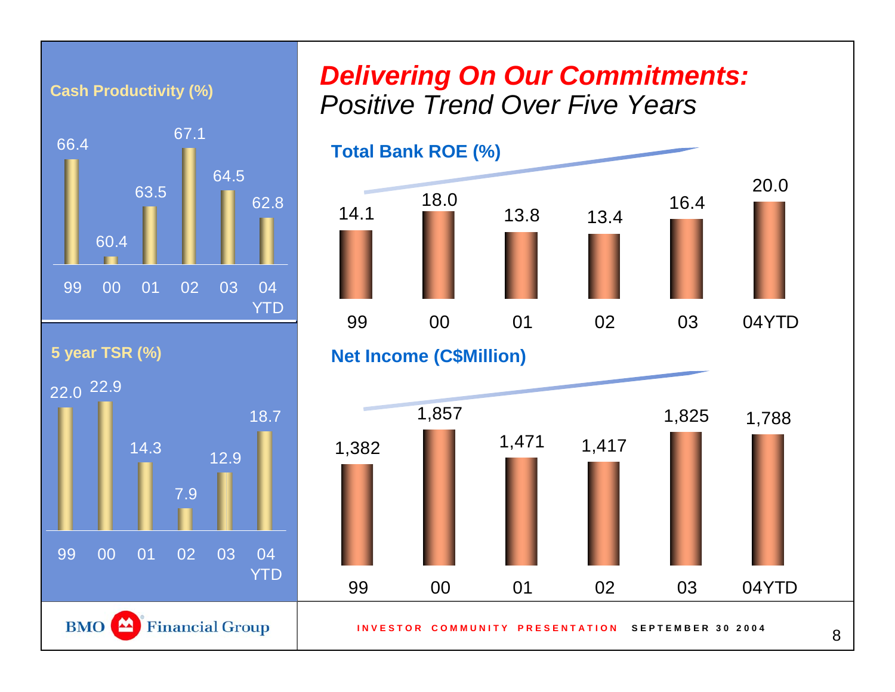# *Delivering On Our Commitments:*
## *Positive Trend Over Five Years*

**Cash Productivity (%)**

| 99 | 00 | 01 | 02 | 03 | 04 YTD |
|---|---|---|---|---|---|
| 66.4 | 60.4 | 63.5 | 67.1 | 64.5 | 62.8 |

**5 year TSR (%)**

| 99 | 00 | 01 | 02 | 03 | 04 YTD |
|---|---|---|---|---|---|
| 22.0 | 22.9 | 14.3 | 7.9 | 12.9 | 18.7 |

**Total Bank ROE (%)**

| 99 | 00 | 01 | 02 | 03 | 04YTD |
|---|---|---|---|---|---|
| 14.1 | 18.0 | 13.8 | 13.4 | 16.4 | 20.0 |

**Net Income (C$Million)**

| 99 | 00 | 01 | 02 | 03 | 04YTD |
|---|---|---|---|---|---|
| 1,382 | 1,857 | 1,471 | 1,417 | 1,825 | 1,788 |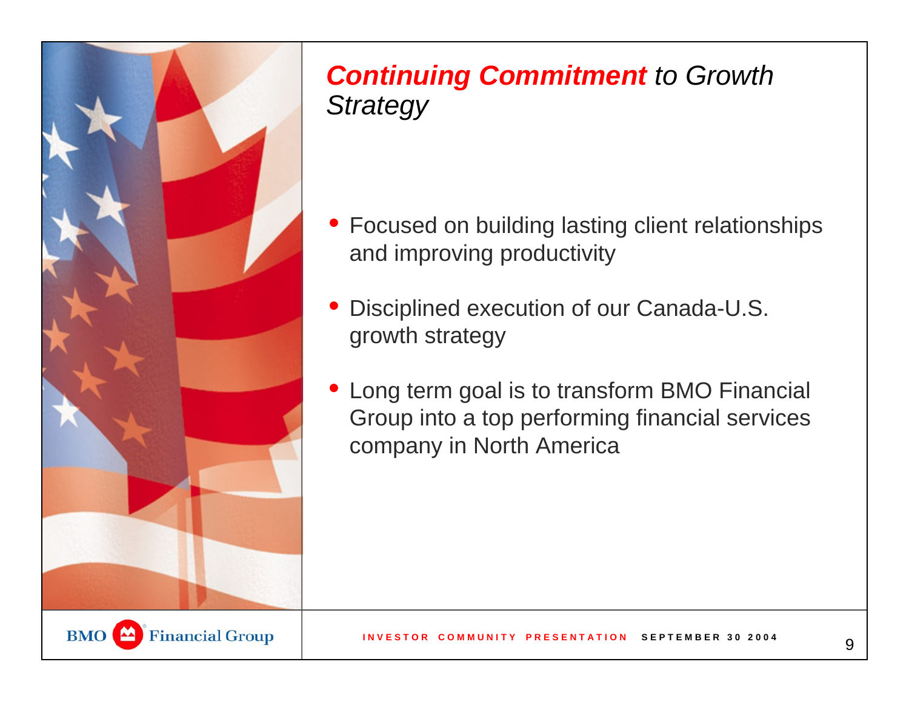# *Continuing Commitment* to Growth Strategy

- Focused on building lasting client relationships and improving productivity
- Disciplined execution of our Canada-U.S. growth strategy
- Long term goal is to transform BMO Financial Group into a top performing financial services company in North America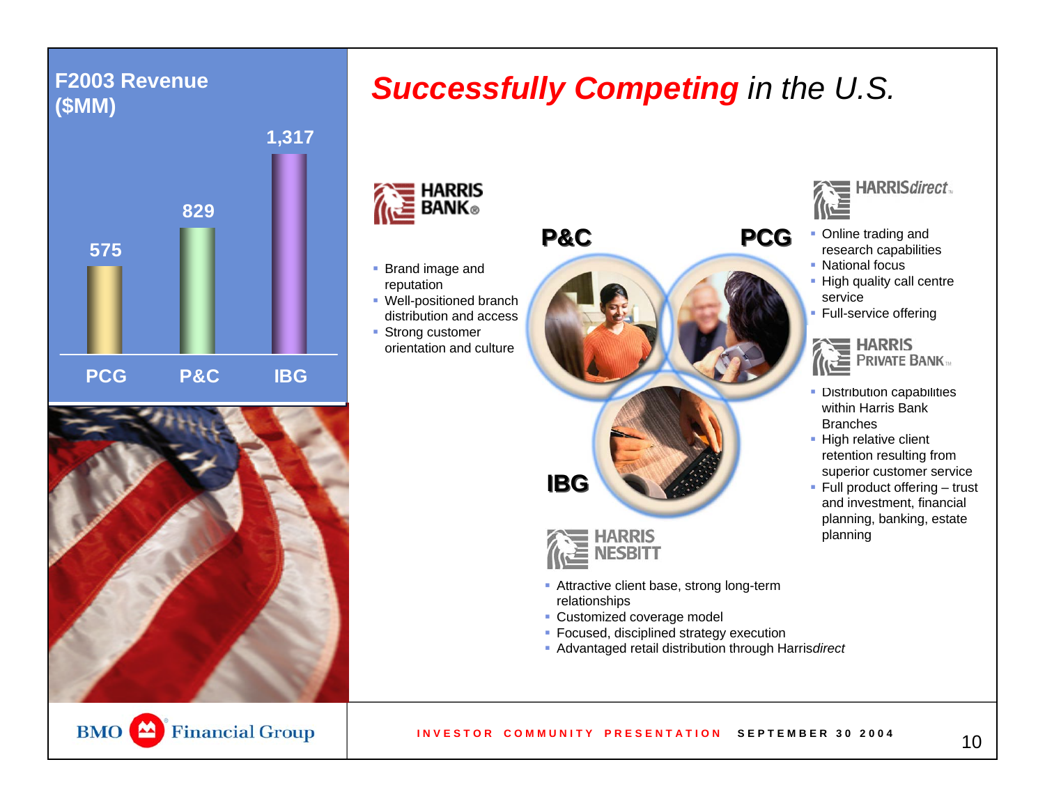# *Successfully Competing* in the U.S.

**F2003 Revenue ($MM)**

| PCG | P&C | IBG |
|---|---|---|
| 575 | 829 | 1,317 |

## P&C — HARRIS BANK

- Brand image and reputation
- Well-positioned branch distribution and access
- Strong customer orientation and culture

## PCG — HARRIS*direct*

- Online trading and research capabilities
- National focus
- High quality call centre service
- Full-service offering

## HARRIS PRIVATE BANK

- Distribution capabilities within Harris Bank Branches
- High relative client retention resulting from superior customer service
- Full product offering – trust and investment, financial planning, banking, estate planning

## IBG — HARRIS NESBITT

- Attractive client base, strong long-term relationships
- Customized coverage model
- Focused, disciplined strategy execution
- Advantaged retail distribution through Harris*direct*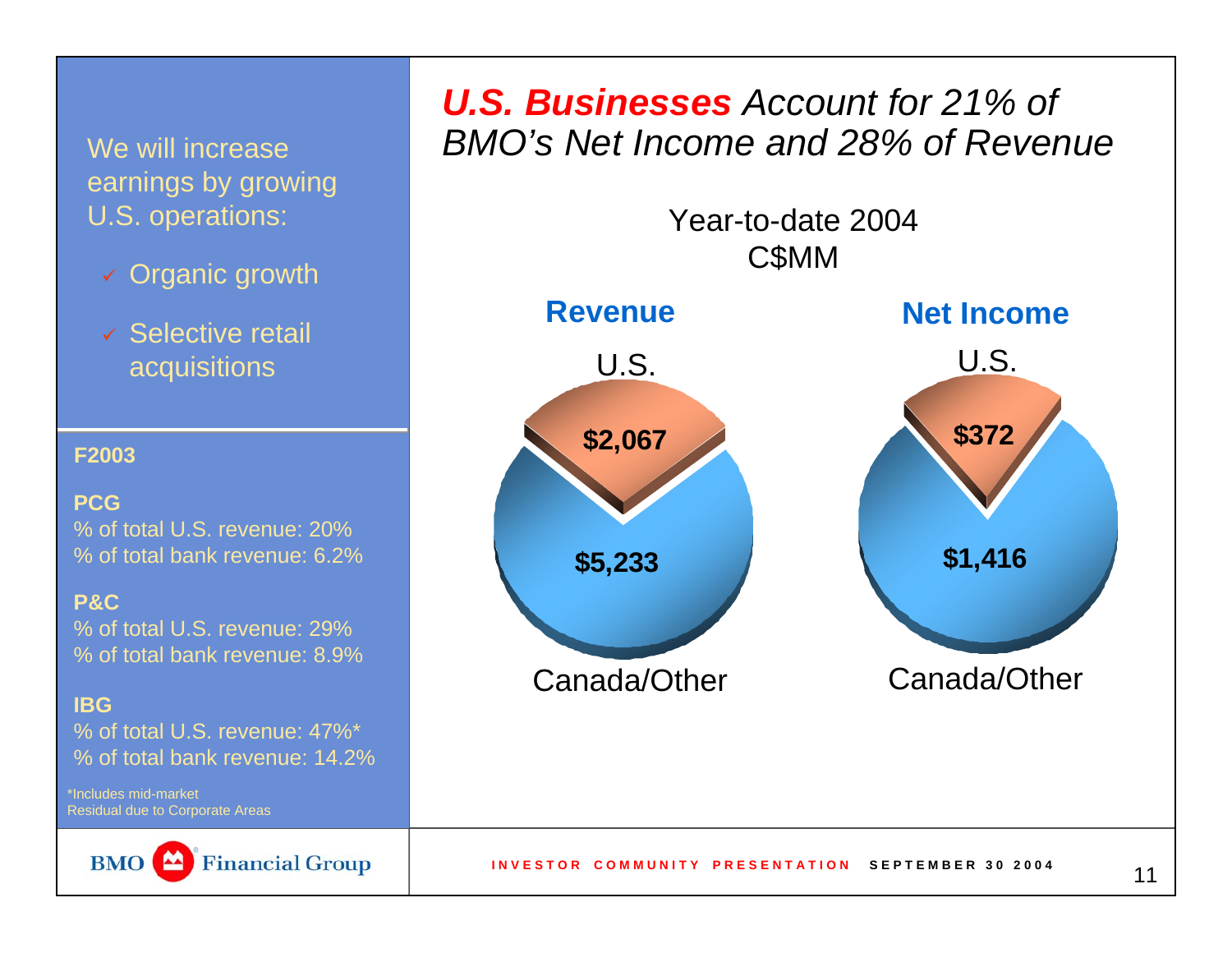# *U.S. Businesses* *Account for 21% of BMO's Net Income and 28% of Revenue*

We will increase earnings by growing U.S. operations:

- ✓ Organic growth
- ✓ Selective retail acquisitions

**F2003**

**PCG**
% of total U.S. revenue: 20%
% of total bank revenue: 6.2%

**P&C**
% of total U.S. revenue: 29%
% of total bank revenue: 8.9%

**IBG**
% of total U.S. revenue: 47%*
% of total bank revenue: 14.2%

*Includes mid-market
Residual due to Corporate Areas

Year-to-date 2004
C$MM

**Revenue**

U.S.
**$2,067**
**$5,233**
Canada/Other

**Net Income**

U.S.
**$372**
**$1,416**
Canada/Other

INVESTOR COMMUNITY PRESENTATION **SEPTEMBER 30 2004**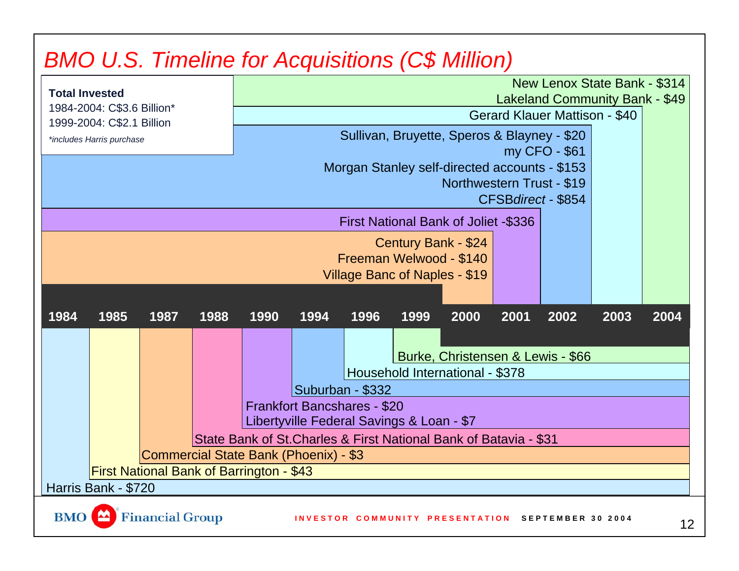# BMO U.S. Timeline for Acquisitions (C$ Million)

**Total Invested**

1984-2004: C$3.6 Billion*

1999-2004: C$2.1 Billion

*\*includes Harris purchase*

| Year | Acquisitions |
|---|---|
| 1984 | Harris Bank - $720 |
| 1985 | First National Bank of Barrington - $43 |
| 1987 | Commercial State Bank (Phoenix) - $3 |
| 1988 | State Bank of St.Charles & First National Bank of Batavia - $31 |
| 1990 | Frankfort Bancshares - $20; Libertyville Federal Savings & Loan - $7 |
| 1994 | Suburban - $332 |
| 1996 | Household International - $378 |
| 1999 | Burke, Christensen & Lewis - $66 |
| 2000 | Century Bank - $24; Freeman Welwood - $140; Village Banc of Naples - $19 |
| 2001 | First National Bank of Joliet - $336 |
| 2002 | Sullivan, Bruyette, Speros & Blayney - $20; my CFO - $61; Morgan Stanley self-directed accounts - $153; Northwestern Trust - $19; CFSB*direct* - $854 |
| 2003 | Gerard Klauer Mattison - $40 |
| 2004 | New Lenox State Bank - $314; Lakeland Community Bank - $49 |

INVESTOR COMMUNITY PRESENTATION SEPTEMBER 30 2004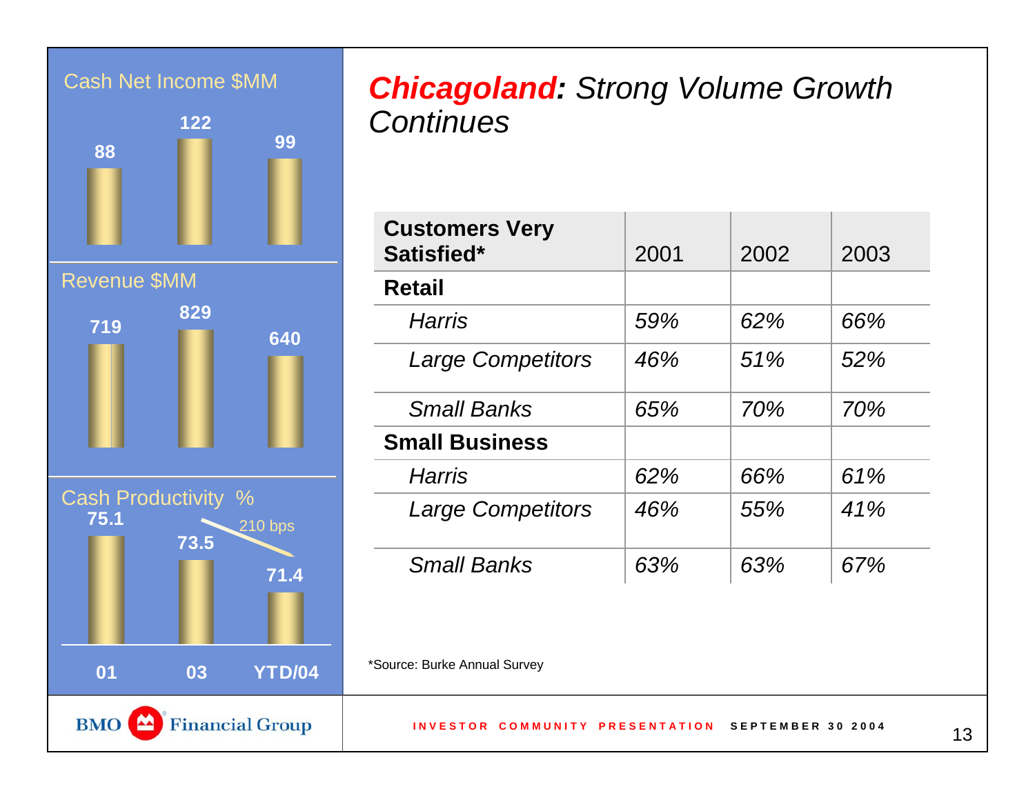# *Chicagoland: Strong Volume Growth Continues*

Cash Net Income $MM

| 01 | 03 | YTD/04 |
|---|---|---|
| 88 | 122 | 99 |

Revenue $MM

| 01 | 03 | YTD/04 |
|---|---|---|
| 719 | 829 | 640 |

Cash Productivity %

| 01 | 03 | YTD/04 |
|---|---|---|
| 75.1 | 73.5 | 71.4 |

210 bps

| Customers Very Satisfied* | 2001 | 2002 | 2003 |
|---|---|---|---|
| **Retail** | | | |
| *Harris* | *59%* | *62%* | *66%* |
| *Large Competitors* | *46%* | *51%* | *52%* |
| *Small Banks* | *65%* | *70%* | *70%* |
| **Small Business** | | | |
| *Harris* | *62%* | *66%* | *61%* |
| *Large Competitors* | *46%* | *55%* | *41%* |
| *Small Banks* | *63%* | *63%* | *67%* |

*Source: Burke Annual Survey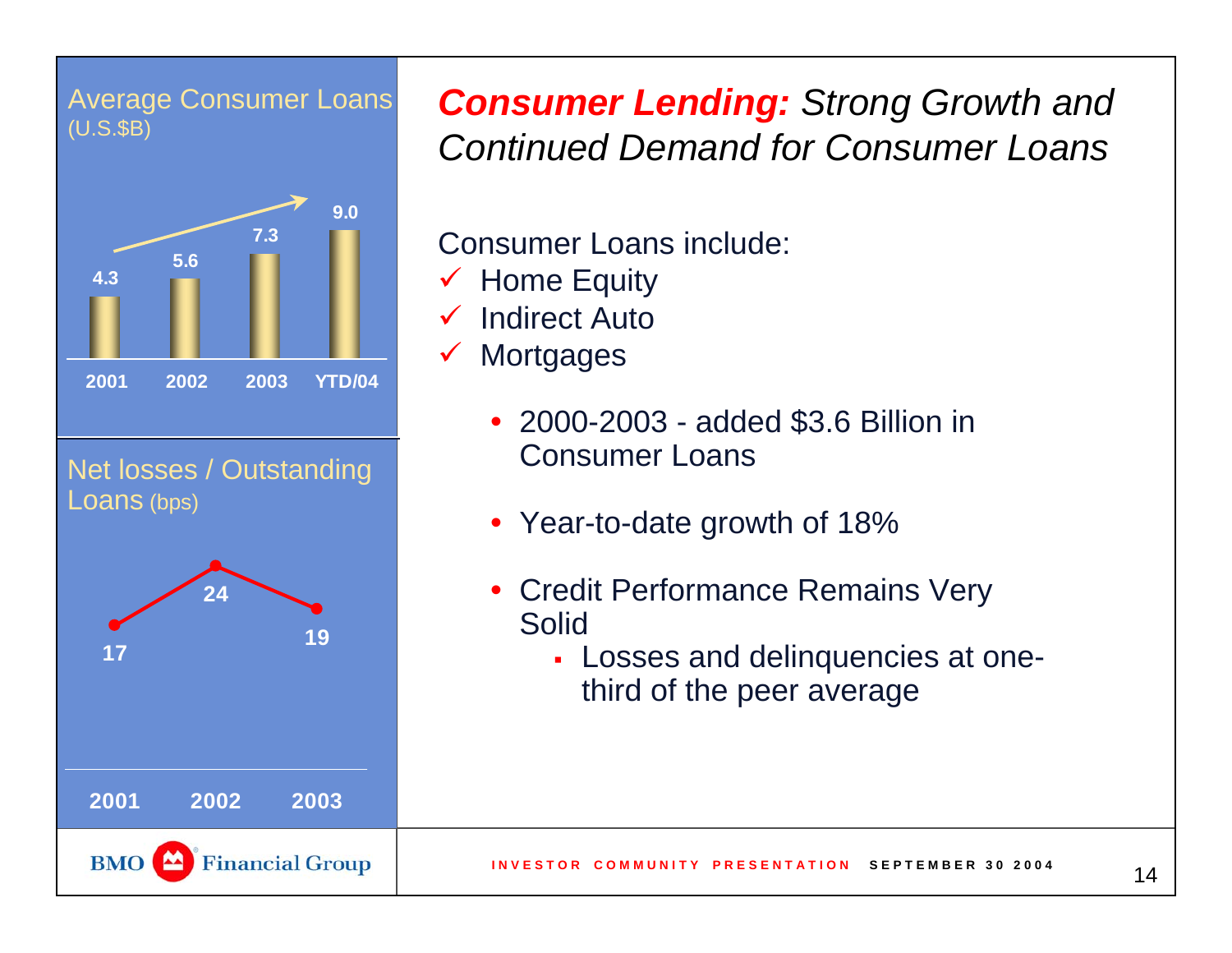## Average Consumer Loans (U.S.$B)

| 2001 | 2002 | 2003 | YTD/04 |
|---|---|---|---|
| 4.3 | 5.6 | 7.3 | 9.0 |

## Net losses / Outstanding Loans (bps)

| 2001 | 2002 | 2003 |
|---|---|---|
| 17 | 24 | 19 |

# *Consumer Lending: Strong Growth and Continued Demand for Consumer Loans*

Consumer Loans include:

- ✓ Home Equity
- ✓ Indirect Auto
- ✓ Mortgages

  - 2000-2003 - added $3.6 Billion in Consumer Loans
  - Year-to-date growth of 18%
  - Credit Performance Remains Very Solid
    - Losses and delinquencies at one-third of the peer average

BMO Financial Group

INVESTOR COMMUNITY PRESENTATION SEPTEMBER 30 2004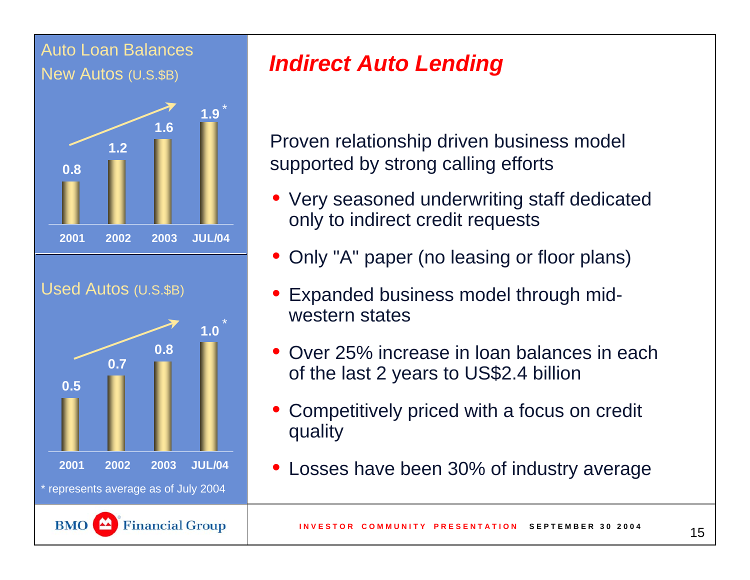## Auto Loan Balances

### New Autos (U.S.$B)

| 2001 | 2002 | 2003 | JUL/04 |
|---|---|---|---|
| 0.8 | 1.2 | 1.6 | 1.9 * |

### Used Autos (U.S.$B)

| 2001 | 2002 | 2003 | JUL/04 |
|---|---|---|---|
| 0.5 | 0.7 | 0.8 | 1.0 * |

\* represents average as of July 2004

# *Indirect Auto Lending*

Proven relationship driven business model supported by strong calling efforts

- Very seasoned underwriting staff dedicated only to indirect credit requests
- Only "A" paper (no leasing or floor plans)
- Expanded business model through mid-western states
- Over 25% increase in loan balances in each of the last 2 years to US$2.4 billion
- Competitively priced with a focus on credit quality
- Losses have been 30% of industry average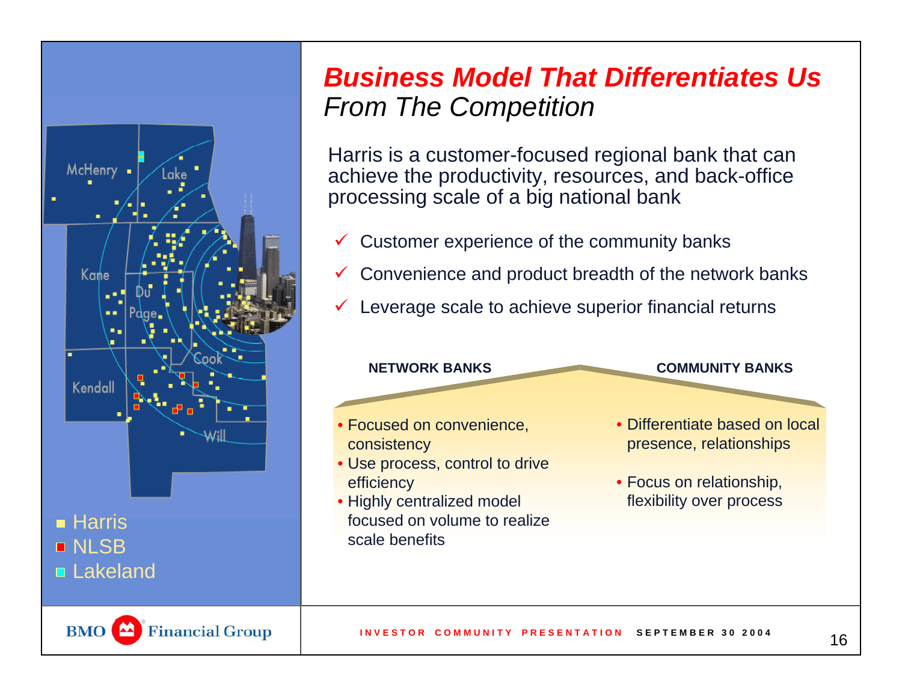# *Business Model That Differentiates Us*
*From The Competition*

Harris is a customer-focused regional bank that can achieve the productivity, resources, and back-office processing scale of a big national bank

- ✓ Customer experience of the community banks
- ✓ Convenience and product breadth of the network banks
- ✓ Leverage scale to achieve superior financial returns

| NETWORK BANKS | COMMUNITY BANKS |
|---|---|
| • Focused on convenience, consistency<br>• Use process, control to drive efficiency<br>• Highly centralized model focused on volume to realize scale benefits | • Differentiate based on local presence, relationships<br>• Focus on relationship, flexibility over process |

McHenry, Lake, Kane, Du Page, Cook, Kendall, Will

- Harris
- NLSB
- Lakeland

BMO Financial Group

INVESTOR COMMUNITY PRESENTATION SEPTEMBER 30 2004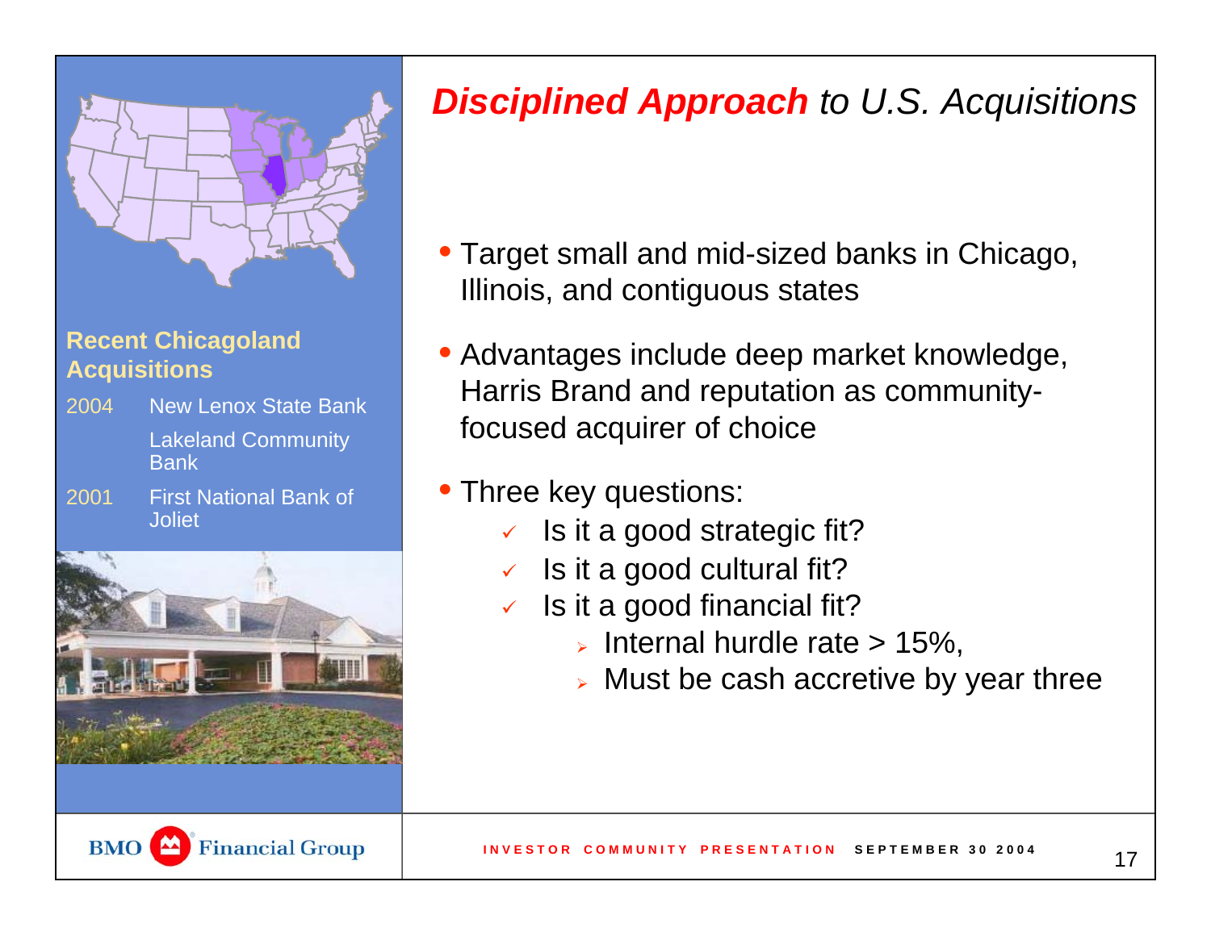# ***Disciplined Approach*** *to U.S. Acquisitions*

**Recent Chicagoland Acquisitions**

| | |
|---|---|
| 2004 | New Lenox State Bank |
| | Lakeland Community Bank |
| 2001 | First National Bank of Joliet |

- Target small and mid-sized banks in Chicago, Illinois, and contiguous states
- Advantages include deep market knowledge, Harris Brand and reputation as community-focused acquirer of choice
- Three key questions:
  - ✓ Is it a good strategic fit?
  - ✓ Is it a good cultural fit?
  - ✓ Is it a good financial fit?
    - Internal hurdle rate > 15%,
    - Must be cash accretive by year three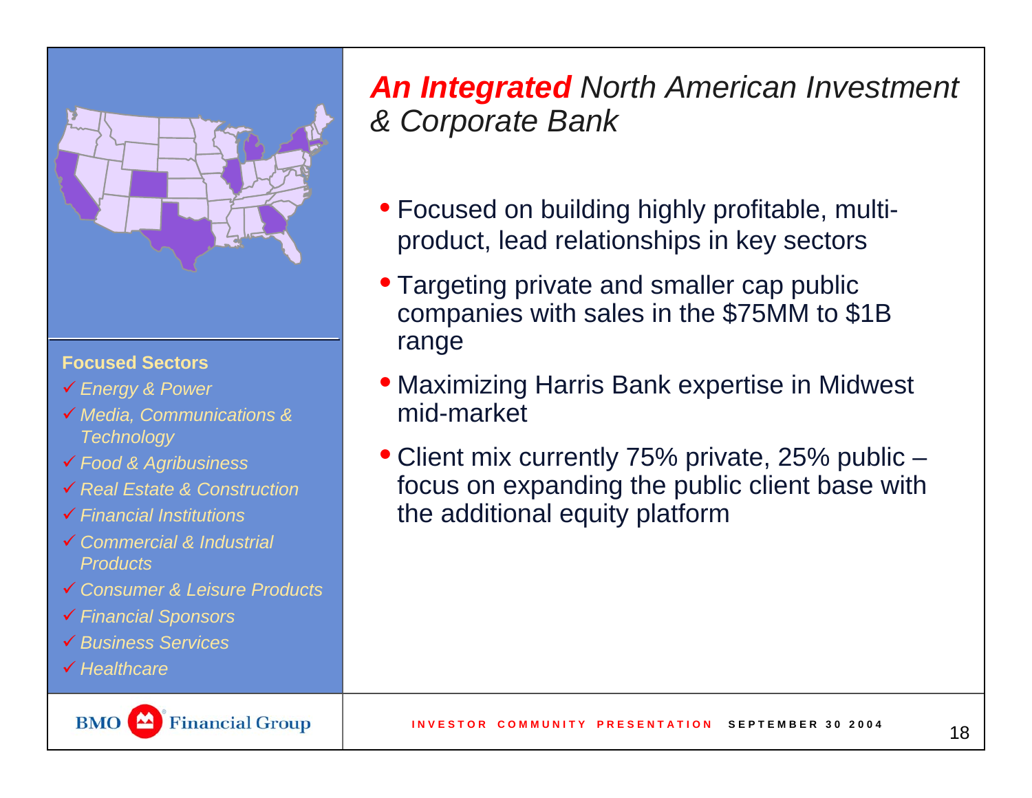# *An Integrated North American Investment & Corporate Bank*

- Focused on building highly profitable, multi-product, lead relationships in key sectors
- Targeting private and smaller cap public companies with sales in the $75MM to $1B range
- Maximizing Harris Bank expertise in Midwest mid-market
- Client mix currently 75% private, 25% public – focus on expanding the public client base with the additional equity platform

**Focused Sectors**

- ✓ *Energy & Power*
- ✓ *Media, Communications & Technology*
- ✓ *Food & Agribusiness*
- ✓ *Real Estate & Construction*
- ✓ *Financial Institutions*
- ✓ *Commercial & Industrial Products*
- ✓ *Consumer & Leisure Products*
- ✓ *Financial Sponsors*
- ✓ *Business Services*
- ✓ *Healthcare*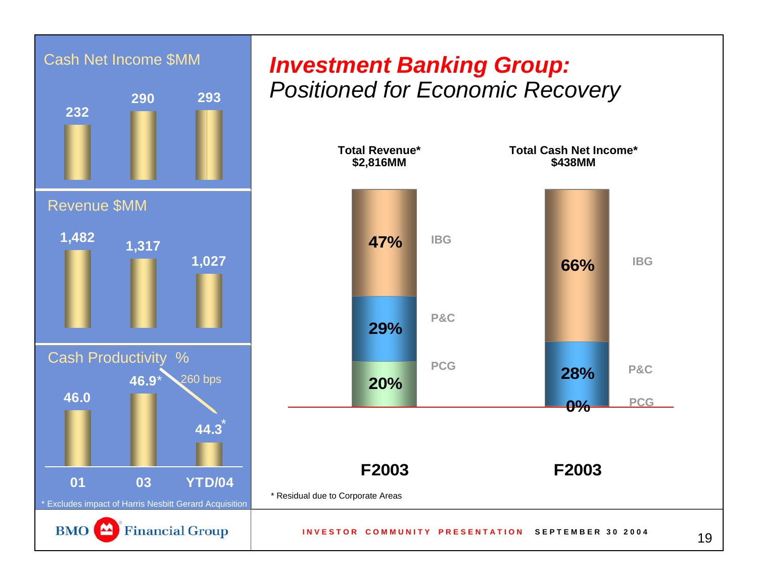# *Investment Banking Group:*
## *Positioned for Economic Recovery*

**Cash Net Income $MM**

| 01 | 03 | YTD/04 |
|---|---|---|
| 232 | 290 | 293 |

**Revenue $MM**

| 01 | 03 | YTD/04 |
|---|---|---|
| 1,482 | 1,317 | 1,027 |

**Cash Productivity %**

| 01 | 03 | YTD/04 |
|---|---|---|
| 46.0 | 46.9* | 44.3* |

260 bps

* Excludes impact of Harris Nesbitt Gerard Acquisition

**Total Revenue* $2,816MM** (F2003)

| Segment | % |
|---|---|
| IBG | 47% |
| P&C | 29% |
| PCG | 20% |

**Total Cash Net Income* $438MM** (F2003)

| Segment | % |
|---|---|
| IBG | 66% |
| P&C | 28% |
| PCG | 0% |

* Residual due to Corporate Areas

BMO Financial Group

INVESTOR COMMUNITY PRESENTATION SEPTEMBER 30 2004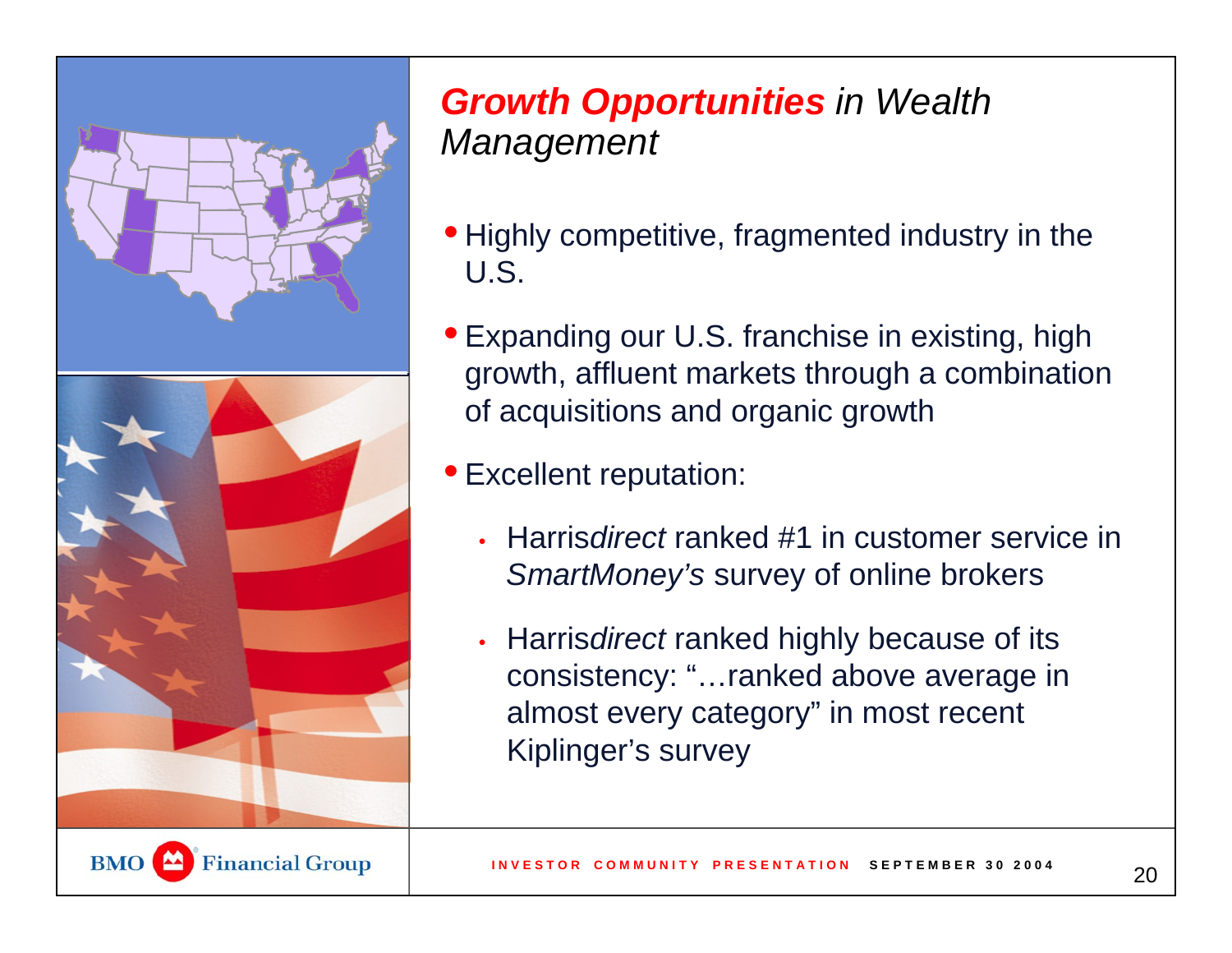## *Growth Opportunities in Wealth Management*

- Highly competitive, fragmented industry in the U.S.
- Expanding our U.S. franchise in existing, high growth, affluent markets through a combination of acquisitions and organic growth
- Excellent reputation:
  - Harris*direct* ranked #1 in customer service in *SmartMoney's* survey of online brokers
  - Harris*direct* ranked highly because of its consistency: "…ranked above average in almost every category" in most recent Kiplinger's survey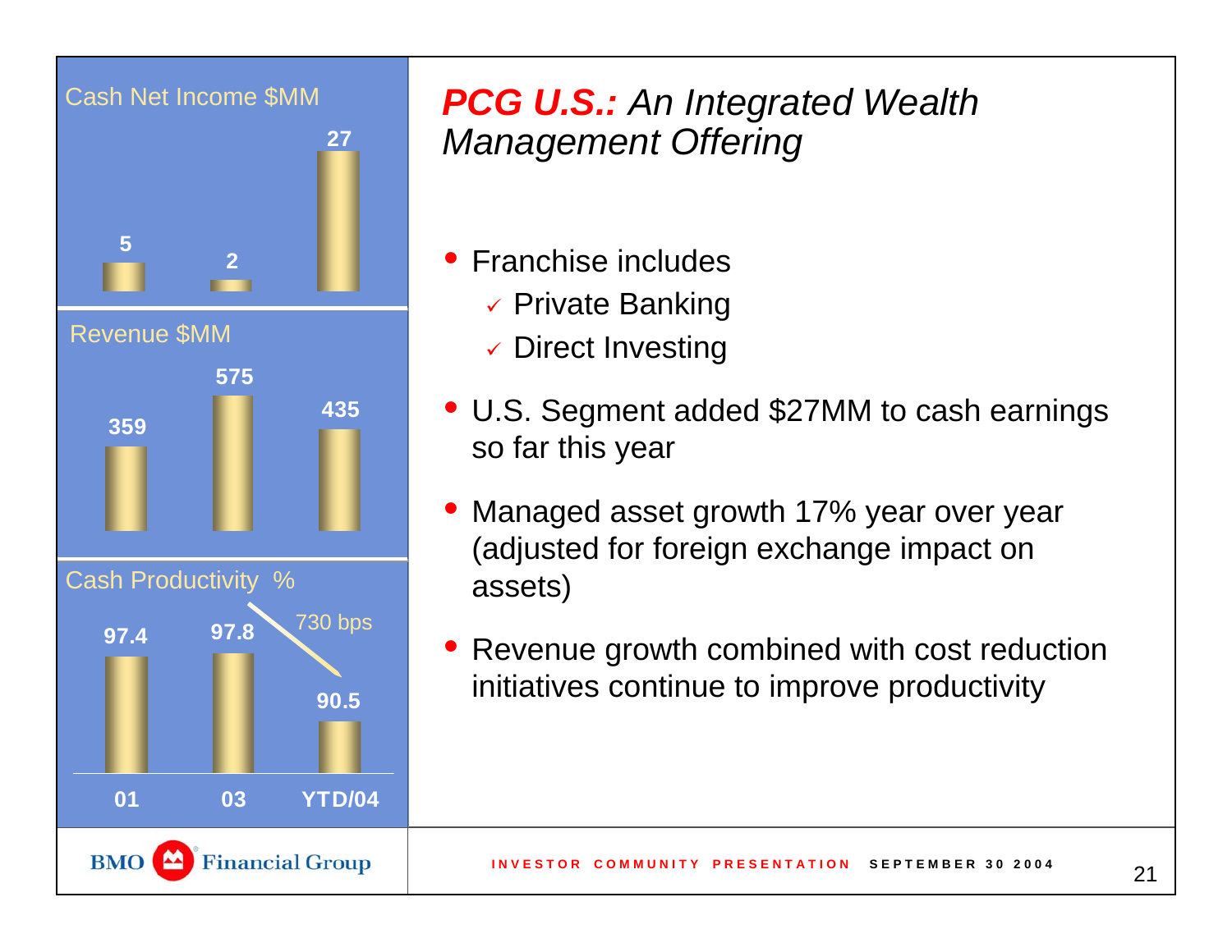# *PCG U.S.: An Integrated Wealth Management Offering*

| | 01 | 03 | YTD/04 |
|---|---|---|---|
| Cash Net Income $MM | 5 | 2 | 27 |
| Revenue $MM | 359 | 575 | 435 |
| Cash Productivity % | 97.4 | 97.8 | 90.5 |

730 bps

- Franchise includes
  - ✓ Private Banking
  - ✓ Direct Investing
- U.S. Segment added $27MM to cash earnings so far this year
- Managed asset growth 17% year over year (adjusted for foreign exchange impact on assets)
- Revenue growth combined with cost reduction initiatives continue to improve productivity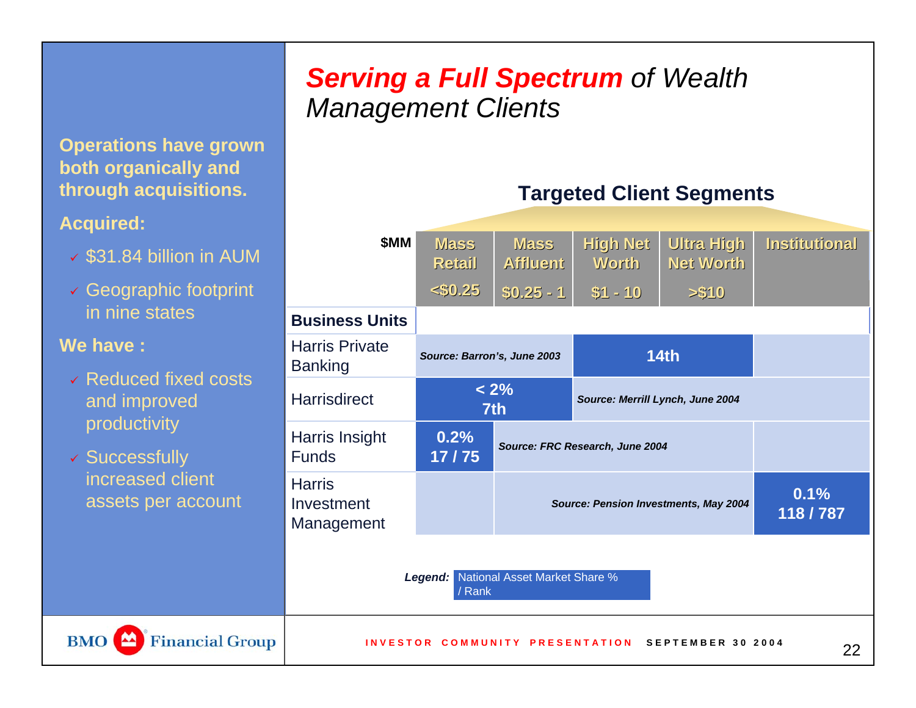# *Serving a Full Spectrum* of Wealth Management Clients

**Operations have grown both organically and through acquisitions.**

**Acquired:**

- $31.84 billion in AUM
- Geographic footprint in nine states

**We have :**

- Reduced fixed costs and improved productivity
- Successfully increased client assets per account

## Targeted Client Segments

| $MM | Mass Retail <$0.25 | Mass Affluent $0.25 - 1 | High Net Worth $1 - 10 | Ultra High Net Worth >$10 | Institutional |
|---|---|---|---|---|---|
| **Business Units** | | | | | |
| Harris Private Banking | *Source: Barron's, June 2003* | | 14th | | |
| Harrisdirect | < 2% 7th | | *Source: Merrill Lynch, June 2004* | | |
| Harris Insight Funds | 0.2% 17 / 75 | *Source: FRC Research, June 2004* | | | |
| Harris Investment Management | | *Source: Pension Investments, May 2004* | | | 0.1% 118 / 787 |

*Legend:* National Asset Market Share % / Rank

BMO Financial Group

INVESTOR COMMUNITY PRESENTATION SEPTEMBER 30 2004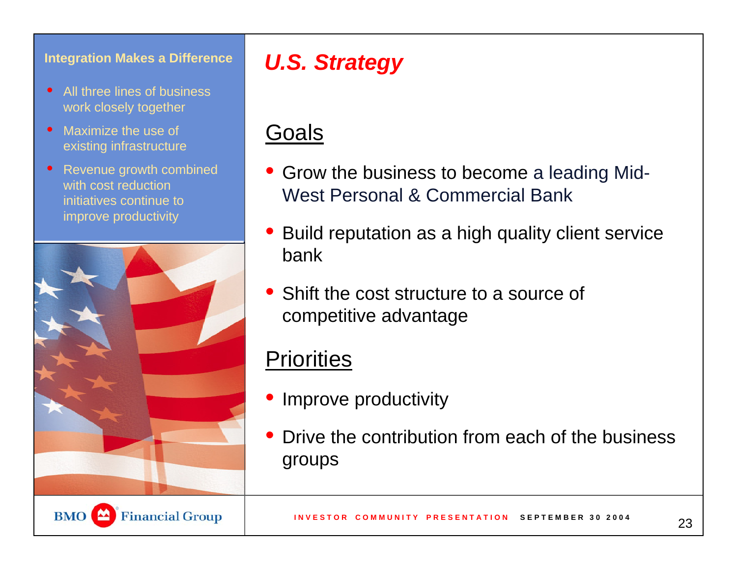## Integration Makes a Difference

- All three lines of business work closely together
- Maximize the use of existing infrastructure
- Revenue growth combined with cost reduction initiatives continue to improve productivity

# *U.S. Strategy*

## Goals

- Grow the business to become a leading Mid-West Personal & Commercial Bank
- Build reputation as a high quality client service bank
- Shift the cost structure to a source of competitive advantage

## Priorities

- Improve productivity
- Drive the contribution from each of the business groups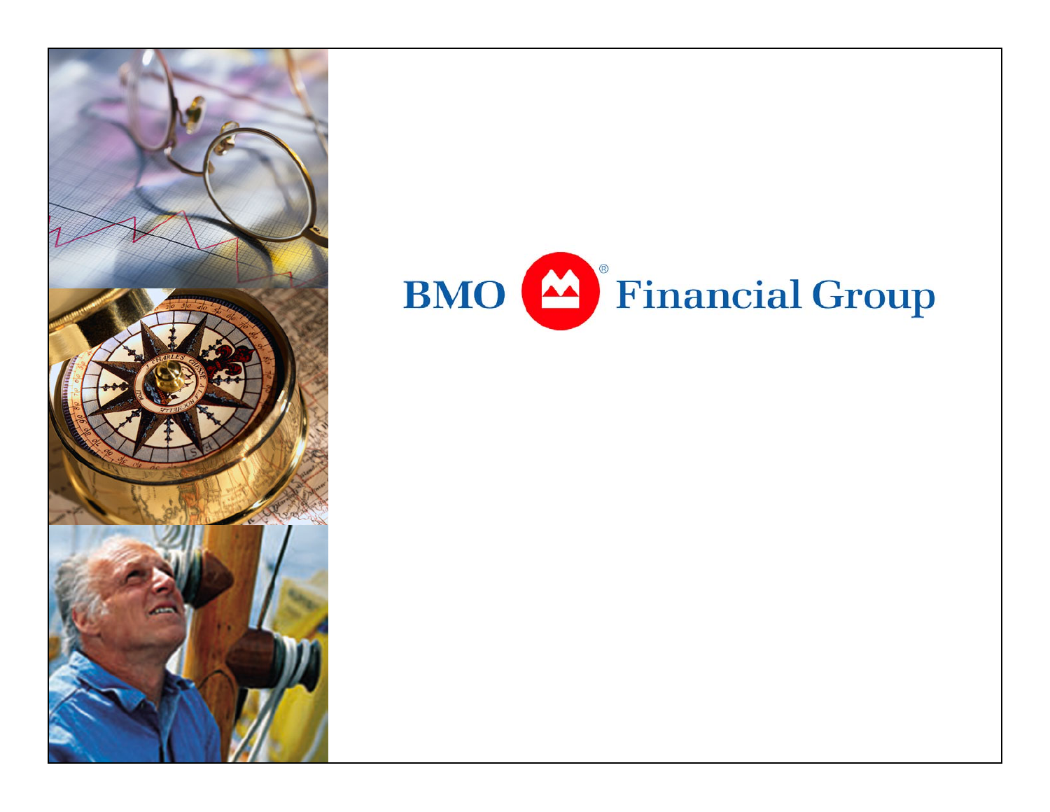BMO Financial Group